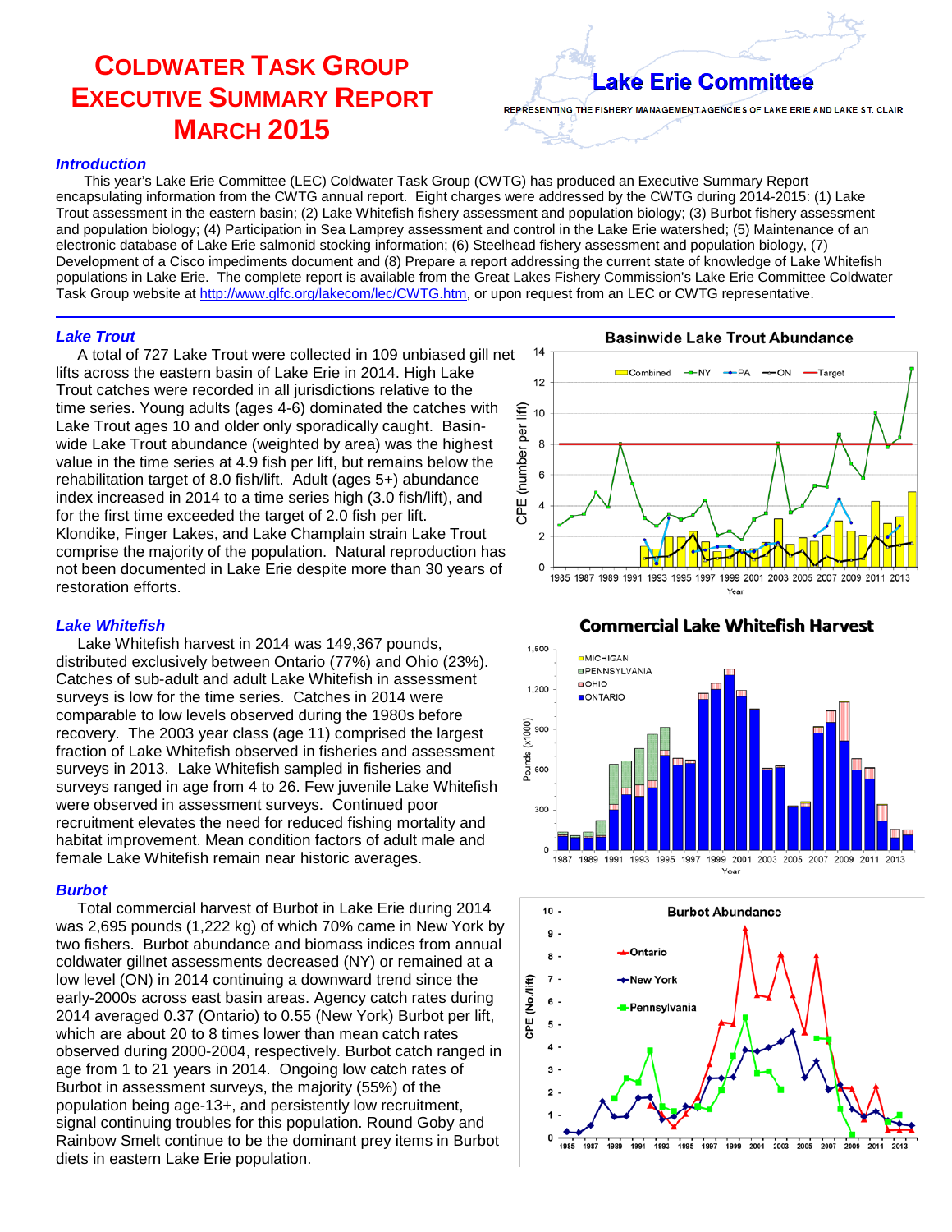# Coldwater Task Group Executive Summary Report March 2015

**Lake Erie Committee**

REPRESENTING THE FISHERY MANAGEMENT AGENCIES OF LAKE ERIE AND LAKE ST. CLAIR

### *Introduction*

This year's Lake Erie Committee (LEC) Coldwater Task Group (CWTG) has produced an Executive Summary Report encapsulating information from the CWTG annual report. Eight charges were addressed by the CWTG during 2014-2015: (1) Lake Trout assessment in the eastern basin; (2) Lake Whitefish fishery assessment and population biology; (3) Burbot fishery assessment and population biology; (4) Participation in Sea Lamprey assessment and control in the Lake Erie watershed; (5) Maintenance of an electronic database of Lake Erie salmonid stocking information; (6) Steelhead fishery assessment and population biology, (7) Development of a Cisco impediments document and (8) Prepare a report addressing the current state of knowledge of Lake Whitefish populations in Lake Erie. The complete report is available from the Great Lakes Fishery Commission's Lake Erie Committee Coldwater Task Group website at http://www.glfc.org/lakecom/lec/CWTG.htm, or upon request from an LEC or CWTG representative.

### *Lake Trout*

A total of 727 Lake Trout were collected in 109 unbiased gill net lifts across the eastern basin of Lake Erie in 2014. High Lake Trout catches were recorded in all jurisdictions relative to the time series. Young adults (ages 4-6) dominated the catches with Lake Trout ages 10 and older only sporadically caught. Basin-wide Lake Trout abundance (weighted by area) was the highest value in the time series at 4.9 fish per lift, but remains below the rehabilitation target of 8.0 fish/lift. Adult (ages 5+) abundance index increased in 2014 to a time series high (3.0 fish/lift), and for the first time exceeded the target of 2.0 fish per lift. Klondike, Finger Lakes, and Lake Champlain strain Lake Trout comprise the majority of the population. Natural reproduction has not been documented in Lake Erie despite more than 30 years of restoration efforts.

### *Lake Whitefish*

Lake Whitefish harvest in 2014 was 149,367 pounds, distributed exclusively between Ontario (77%) and Ohio (23%). Catches of sub-adult and adult Lake Whitefish in assessment surveys is low for the time series. Catches in 2014 were comparable to low levels observed during the 1980s before recovery. The 2003 year class (age 11) comprised the largest fraction of Lake Whitefish observed in fisheries and assessment surveys in 2013. Lake Whitefish sampled in fisheries and surveys ranged in age from 4 to 26. Few juvenile Lake Whitefish were observed in assessment surveys. Continued poor recruitment elevates the need for reduced fishing mortality and habitat improvement. Mean condition factors of adult male and female Lake Whitefish remain near historic averages.

### *Burbot*

Total commercial harvest of Burbot in Lake Erie during 2014 was 2,695 pounds (1,222 kg) of which 70% came in New York by two fishers. Burbot abundance and biomass indices from annual coldwater gillnet assessments decreased (NY) or remained at a low level (ON) in 2014 continuing a downward trend since the early-2000s across east basin areas. Agency catch rates during 2014 averaged 0.37 (Ontario) to 0.55 (New York) Burbot per lift, which are about 20 to 8 times lower than mean catch rates observed during 2000-2004, respectively. Burbot catch ranged in age from 1 to 21 years in 2014. Ongoing low catch rates of Burbot in assessment surveys, the majority (55%) of the population being age-13+, and persistently low recruitment, signal continuing troubles for this population. Round Goby and Rainbow Smelt continue to be the dominant prey items in Burbot diets in eastern Lake Erie population.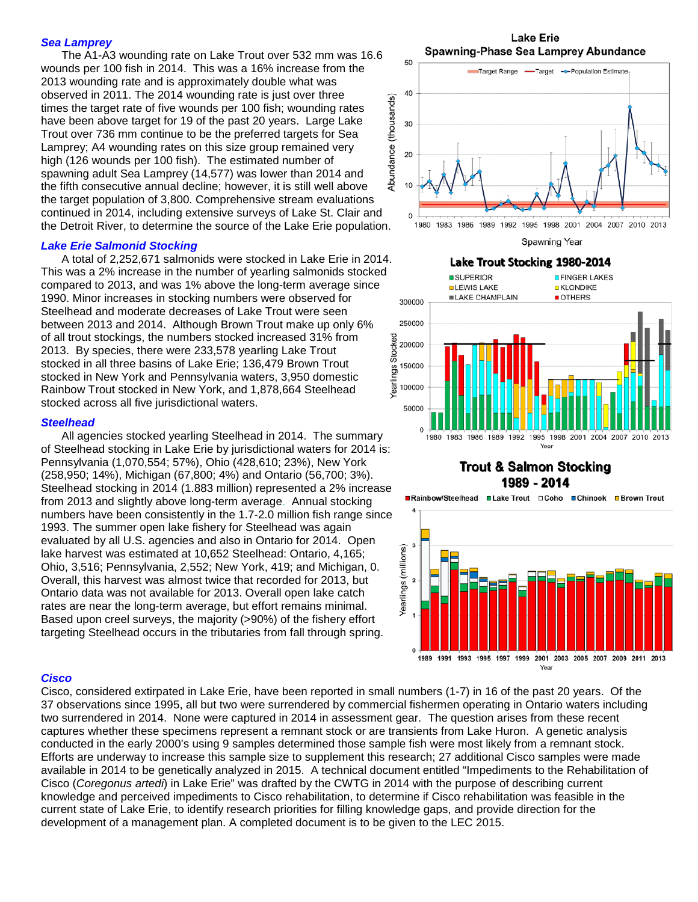### *Sea Lamprey*

The A1-A3 wounding rate on Lake Trout over 532 mm was 16.6 wounds per 100 fish in 2014. This was a 16% increase from the 2013 wounding rate and is approximately double what was observed in 2011. The 2014 wounding rate is just over three times the target rate of five wounds per 100 fish; wounding rates have been above target for 19 of the past 20 years. Large Lake Trout over 736 mm continue to be the preferred targets for Sea Lamprey; A4 wounding rates on this size group remained very high (126 wounds per 100 fish). The estimated number of spawning adult Sea Lamprey (14,577) was lower than 2014 and the fifth consecutive annual decline; however, it is still well above the target population of 3,800. Comprehensive stream evaluations continued in 2014, including extensive surveys of Lake St. Clair and the Detroit River, to determine the source of the Lake Erie population.

Lake Erie
Spawning-Phase Sea Lamprey Abundance

Target Range
Target
Population Estimate

Abundance (thousands)
0
10
20
30
40
50

1980 1983 1986 1989 1992 1995 1998 2001 2004 2007 2010 2013

Spawning Year

### *Lake Erie Salmonid Stocking*

A total of 2,252,671 salmonids were stocked in Lake Erie in 2014. This was a 2% increase in the number of yearling salmonids stocked compared to 2013, and was 1% above the long-term average since 1990. Minor increases in stocking numbers were observed for Steelhead and moderate decreases of Lake Trout were seen between 2013 and 2014. Although Brown Trout make up only 6% of all trout stockings, the numbers stocked increased 31% from 2013. By species, there were 233,578 yearling Lake Trout stocked in all three basins of Lake Erie; 136,479 Brown Trout stocked in New York and Pennsylvania waters, 3,950 domestic Rainbow Trout stocked in New York, and 1,878,664 Steelhead stocked across all five jurisdictional waters.

Lake Trout Stocking 1980-2014

SUPERIOR
FINGER LAKES
LEWIS LAKE
KLONDIKE
LAKE CHAMPLAIN
OTHERS

Yearlings Stocked
0
50000
100000
150000
200000
250000
300000

1980 1983 1986 1989 1992 1995 1998 2001 2004 2007 2010 2013
Year

### *Steelhead*

All agencies stocked yearling Steelhead in 2014. The summary of Steelhead stocking in Lake Erie by jurisdictional waters for 2014 is: Pennsylvania (1,070,554; 57%), Ohio (428,610; 23%), New York (258,950; 14%), Michigan (67,800; 4%) and Ontario (56,700; 3%). Steelhead stocking in 2014 (1.883 million) represented a 2% increase from 2013 and slightly above long-term average. Annual stocking numbers have been consistently in the 1.7-2.0 million fish range since 1993. The summer open lake fishery for Steelhead was again evaluated by all U.S. agencies and also in Ontario for 2014. Open lake harvest was estimated at 10,652 Steelhead: Ontario, 4,165; Ohio, 3,516; Pennsylvania, 2,552; New York, 419; and Michigan, 0. Overall, this harvest was almost twice that recorded for 2013, but Ontario data was not available for 2013. Overall open lake catch rates are near the long-term average, but effort remains minimal. Based upon creel surveys, the majority (>90%) of the fishery effort targeting Steelhead occurs in the tributaries from fall through spring.

Trout & Salmon Stocking
1989 - 2014

Rainbow/Steelhead
Lake Trout
Coho
Chinook
Brown Trout

Yearlings (millions)
0
1
2
3
4

1989 1991 1993 1995 1997 1999 2001 2003 2005 2007 2009 2011 2013
Year

### *Cisco*

Cisco, considered extirpated in Lake Erie, have been reported in small numbers (1-7) in 16 of the past 20 years. Of the 37 observations since 1995, all but two were surrendered by commercial fishermen operating in Ontario waters including two surrendered in 2014. None were captured in 2014 in assessment gear. The question arises from these recent captures whether these specimens represent a remnant stock or are transients from Lake Huron. A genetic analysis conducted in the early 2000's using 9 samples determined those sample fish were most likely from a remnant stock. Efforts are underway to increase this sample size to supplement this research; 27 additional Cisco samples were made available in 2014 to be genetically analyzed in 2015. A technical document entitled "Impediments to the Rehabilitation of Cisco (*Coregonus artedi*) in Lake Erie" was drafted by the CWTG in 2014 with the purpose of describing current knowledge and perceived impediments to Cisco rehabilitation, to determine if Cisco rehabilitation was feasible in the current state of Lake Erie, to identify research priorities for filling knowledge gaps, and provide direction for the development of a management plan. A completed document is to be given to the LEC 2015.